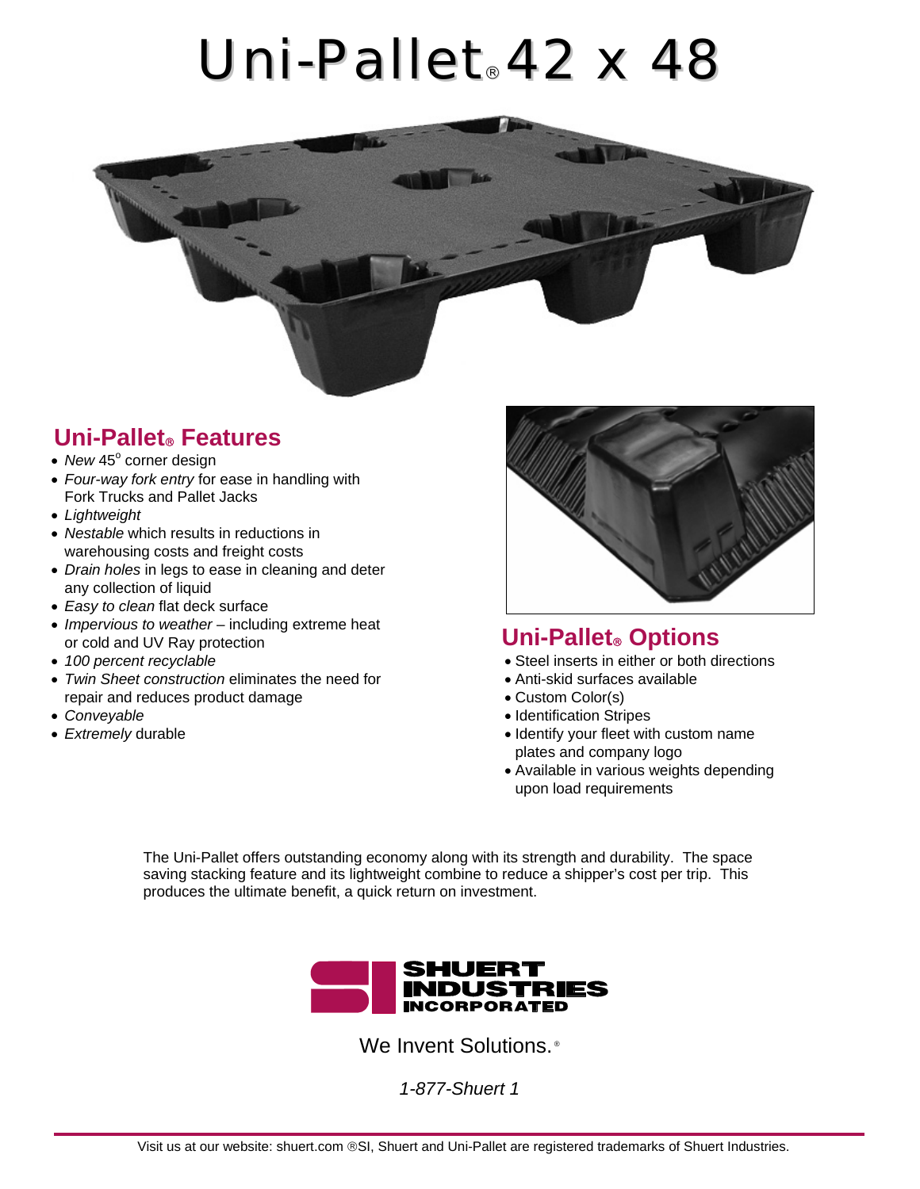# Uni-Pallet® 42 x 48

## Uni-Pallet® Features

- *New* 45° corner design
- *Four-way fork entry* for ease in handling with Fork Trucks and Pallet Jacks
- *Lightweight*
- *Nestable* which results in reductions in warehousing costs and freight costs
- *Drain holes* in legs to ease in cleaning and deter any collection of liquid
- *Easy to clean* flat deck surface
- *Impervious to weather* – including extreme heat or cold and UV Ray protection
- *100 percent recyclable*
- *Twin Sheet construction* eliminates the need for repair and reduces product damage
- *Conveyable*
- *Extremely* durable

## Uni-Pallet® Options

- Steel inserts in either or both directions
- Anti-skid surfaces available
- Custom Color(s)
- Identification Stripes
- Identify your fleet with custom name plates and company logo
- Available in various weights depending upon load requirements

The Uni-Pallet offers outstanding economy along with its strength and durability. The space saving stacking feature and its lightweight combine to reduce a shipper's cost per trip. This produces the ultimate benefit, a quick return on investment.

SHUERT INDUSTRIES INCORPORATED

We Invent Solutions.®

*1-877-Shuert 1*

Visit us at our website: shuert.com ®SI, Shuert and Uni-Pallet are registered trademarks of Shuert Industries.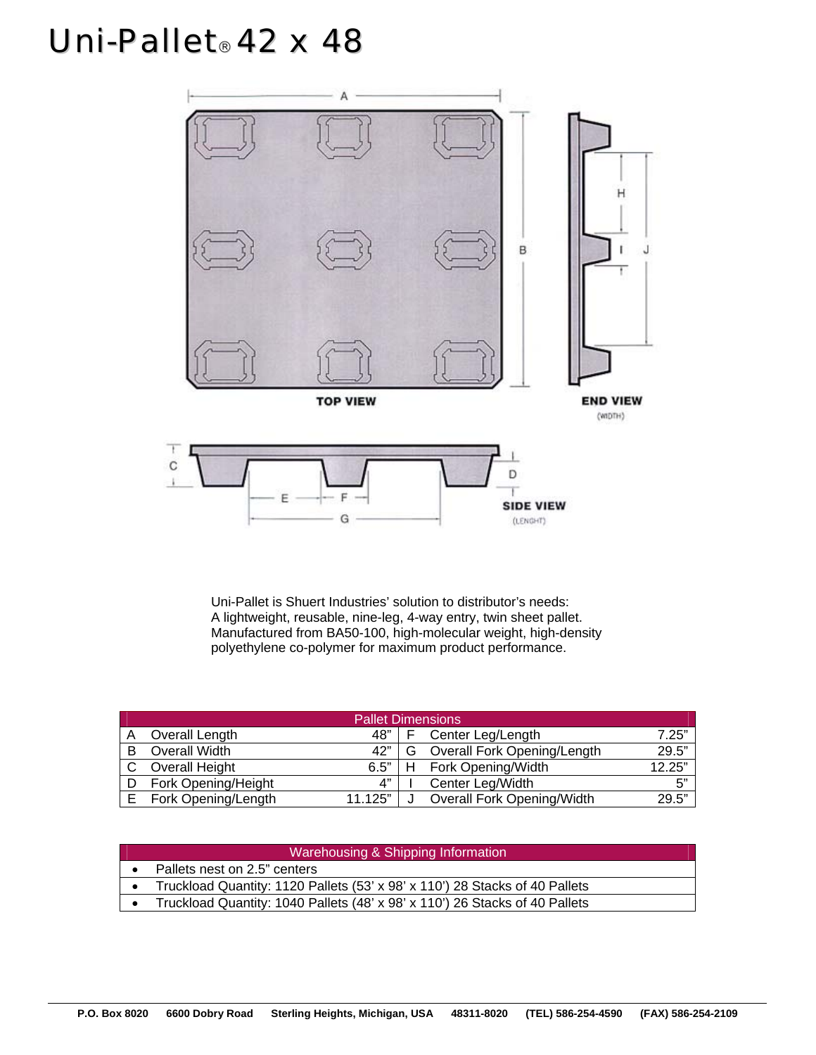# Uni-Pallet® 42 x 48

A

B

H

I

J

TOP VIEW

END VIEW
(WIDTH)

C

D

E

F

G

SIDE VIEW
(LENGHT)

Uni-Pallet is Shuert Industries' solution to distributor's needs:
A lightweight, reusable, nine-leg, 4-way entry, twin sheet pallet.
Manufactured from BA50-100, high-molecular weight, high-density polyethylene co-polymer for maximum product performance.

| Pallet Dimensions | | | | | |
|---|---|---|---|---|---|
| A | Overall Length | 48" | F | Center Leg/Length | 7.25" |
| B | Overall Width | 42" | G | Overall Fork Opening/Length | 29.5" |
| C | Overall Height | 6.5" | H | Fork Opening/Width | 12.25" |
| D | Fork Opening/Height | 4" | I | Center Leg/Width | 5" |
| E | Fork Opening/Length | 11.125" | J | Overall Fork Opening/Width | 29.5" |

| Warehousing & Shipping Information |
|---|
| • Pallets nest on 2.5" centers |
| • Truckload Quantity: 1120 Pallets (53' x 98' x 110') 28 Stacks of 40 Pallets |
| • Truckload Quantity: 1040 Pallets (48' x 98' x 110') 26 Stacks of 40 Pallets |

P.O. Box 8020 6600 Dobry Road Sterling Heights, Michigan, USA 48311-8020 (TEL) 586-254-4590 (FAX) 586-254-2109